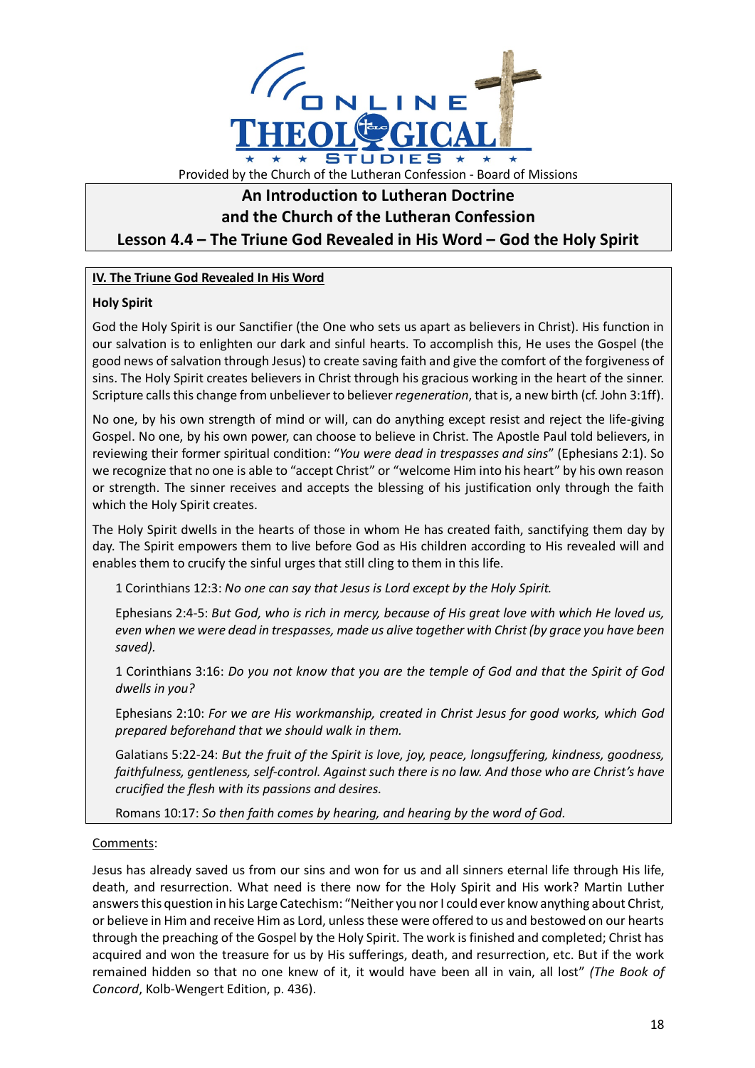Provided by the Church of the Lutheran Confession - Board of Missions

# An Introduction to Lutheran Doctrine and the Church of the Lutheran Confession

## Lesson 4.4 – The Triune God Revealed in His Word – God the Holy Spirit

### IV. The Triune God Revealed In His Word

**Holy Spirit**

God the Holy Spirit is our Sanctifier (the One who sets us apart as believers in Christ). His function in our salvation is to enlighten our dark and sinful hearts. To accomplish this, He uses the Gospel (the good news of salvation through Jesus) to create saving faith and give the comfort of the forgiveness of sins. The Holy Spirit creates believers in Christ through his gracious working in the heart of the sinner. Scripture calls this change from unbeliever to believer *regeneration*, that is, a new birth (cf. John 3:1ff).

No one, by his own strength of mind or will, can do anything except resist and reject the life-giving Gospel. No one, by his own power, can choose to believe in Christ. The Apostle Paul told believers, in reviewing their former spiritual condition: "*You were dead in trespasses and sins*" (Ephesians 2:1). So we recognize that no one is able to "accept Christ" or "welcome Him into his heart" by his own reason or strength. The sinner receives and accepts the blessing of his justification only through the faith which the Holy Spirit creates.

The Holy Spirit dwells in the hearts of those in whom He has created faith, sanctifying them day by day. The Spirit empowers them to live before God as His children according to His revealed will and enables them to crucify the sinful urges that still cling to them in this life.

> 1 Corinthians 12:3: *No one can say that Jesus is Lord except by the Holy Spirit.*
>
> Ephesians 2:4-5: *But God, who is rich in mercy, because of His great love with which He loved us, even when we were dead in trespasses, made us alive together with Christ (by grace you have been saved).*
>
> 1 Corinthians 3:16: *Do you not know that you are the temple of God and that the Spirit of God dwells in you?*
>
> Ephesians 2:10: *For we are His workmanship, created in Christ Jesus for good works, which God prepared beforehand that we should walk in them.*
>
> Galatians 5:22-24: *But the fruit of the Spirit is love, joy, peace, longsuffering, kindness, goodness, faithfulness, gentleness, self-control. Against such there is no law. And those who are Christ's have crucified the flesh with its passions and desires.*
>
> Romans 10:17: *So then faith comes by hearing, and hearing by the word of God.*

Comments:

Jesus has already saved us from our sins and won for us and all sinners eternal life through His life, death, and resurrection. What need is there now for the Holy Spirit and His work? Martin Luther answers this question in his Large Catechism: "Neither you nor I could ever know anything about Christ, or believe in Him and receive Him as Lord, unless these were offered to us and bestowed on our hearts through the preaching of the Gospel by the Holy Spirit. The work is finished and completed; Christ has acquired and won the treasure for us by His sufferings, death, and resurrection, etc. But if the work remained hidden so that no one knew of it, it would have been all in vain, all lost" *(The Book of Concord*, Kolb-Wengert Edition, p. 436).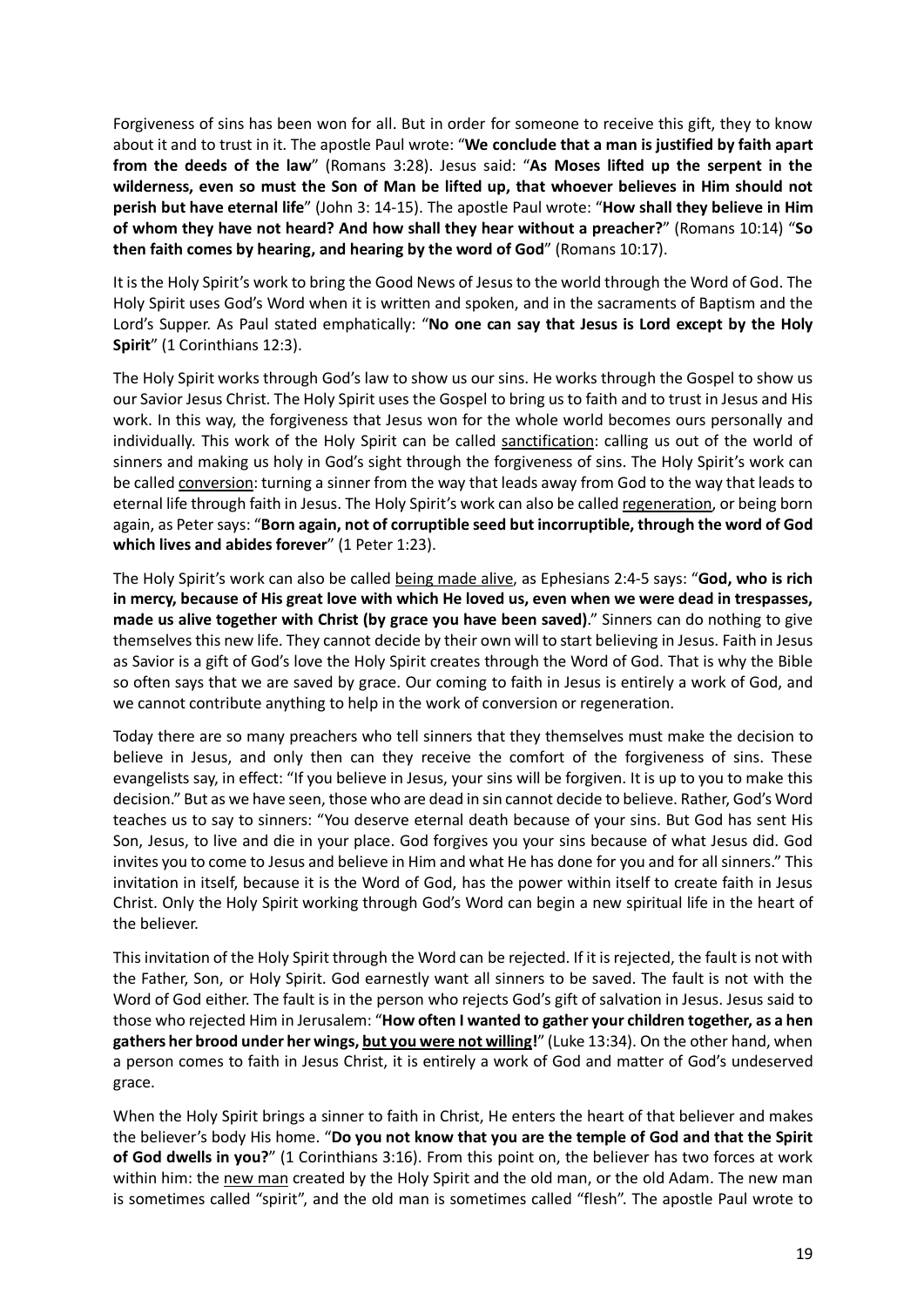Forgiveness of sins has been won for all. But in order for someone to receive this gift, they to know about it and to trust in it. The apostle Paul wrote: "**We conclude that a man is justified by faith apart from the deeds of the law**" (Romans 3:28). Jesus said: "**As Moses lifted up the serpent in the wilderness, even so must the Son of Man be lifted up, that whoever believes in Him should not perish but have eternal life**" (John 3: 14-15). The apostle Paul wrote: "**How shall they believe in Him of whom they have not heard? And how shall they hear without a preacher?**" (Romans 10:14) "**So then faith comes by hearing, and hearing by the word of God**" (Romans 10:17).

It is the Holy Spirit's work to bring the Good News of Jesus to the world through the Word of God. The Holy Spirit uses God's Word when it is written and spoken, and in the sacraments of Baptism and the Lord's Supper. As Paul stated emphatically: "**No one can say that Jesus is Lord except by the Holy Spirit**" (1 Corinthians 12:3).

The Holy Spirit works through God's law to show us our sins. He works through the Gospel to show us our Savior Jesus Christ. The Holy Spirit uses the Gospel to bring us to faith and to trust in Jesus and His work. In this way, the forgiveness that Jesus won for the whole world becomes ours personally and individually. This work of the Holy Spirit can be called <u>sanctification</u>: calling us out of the world of sinners and making us holy in God's sight through the forgiveness of sins. The Holy Spirit's work can be called <u>conversion</u>: turning a sinner from the way that leads away from God to the way that leads to eternal life through faith in Jesus. The Holy Spirit's work can also be called <u>regeneration</u>, or being born again, as Peter says: "**Born again, not of corruptible seed but incorruptible, through the word of God which lives and abides forever**" (1 Peter 1:23).

The Holy Spirit's work can also be called <u>being made alive</u>, as Ephesians 2:4-5 says: "**God, who is rich in mercy, because of His great love with which He loved us, even when we were dead in trespasses, made us alive together with Christ (by grace you have been saved)**." Sinners can do nothing to give themselves this new life. They cannot decide by their own will to start believing in Jesus. Faith in Jesus as Savior is a gift of God's love the Holy Spirit creates through the Word of God. That is why the Bible so often says that we are saved by grace. Our coming to faith in Jesus is entirely a work of God, and we cannot contribute anything to help in the work of conversion or regeneration.

Today there are so many preachers who tell sinners that they themselves must make the decision to believe in Jesus, and only then can they receive the comfort of the forgiveness of sins. These evangelists say, in effect: "If you believe in Jesus, your sins will be forgiven. It is up to you to make this decision." But as we have seen, those who are dead in sin cannot decide to believe. Rather, God's Word teaches us to say to sinners: "You deserve eternal death because of your sins. But God has sent His Son, Jesus, to live and die in your place. God forgives you your sins because of what Jesus did. God invites you to come to Jesus and believe in Him and what He has done for you and for all sinners." This invitation in itself, because it is the Word of God, has the power within itself to create faith in Jesus Christ. Only the Holy Spirit working through God's Word can begin a new spiritual life in the heart of the believer.

This invitation of the Holy Spirit through the Word can be rejected. If it is rejected, the fault is not with the Father, Son, or Holy Spirit. God earnestly want all sinners to be saved. The fault is not with the Word of God either. The fault is in the person who rejects God's gift of salvation in Jesus. Jesus said to those who rejected Him in Jerusalem: "**How often I wanted to gather your children together, as a hen gathers her brood under her wings, <u>but you were not willing!</u>**" (Luke 13:34). On the other hand, when a person comes to faith in Jesus Christ, it is entirely a work of God and matter of God's undeserved grace.

When the Holy Spirit brings a sinner to faith in Christ, He enters the heart of that believer and makes the believer's body His home. "**Do you not know that you are the temple of God and that the Spirit of God dwells in you?**" (1 Corinthians 3:16). From this point on, the believer has two forces at work within him: the <u>new man</u> created by the Holy Spirit and the old man, or the old Adam. The new man is sometimes called "spirit", and the old man is sometimes called "flesh". The apostle Paul wrote to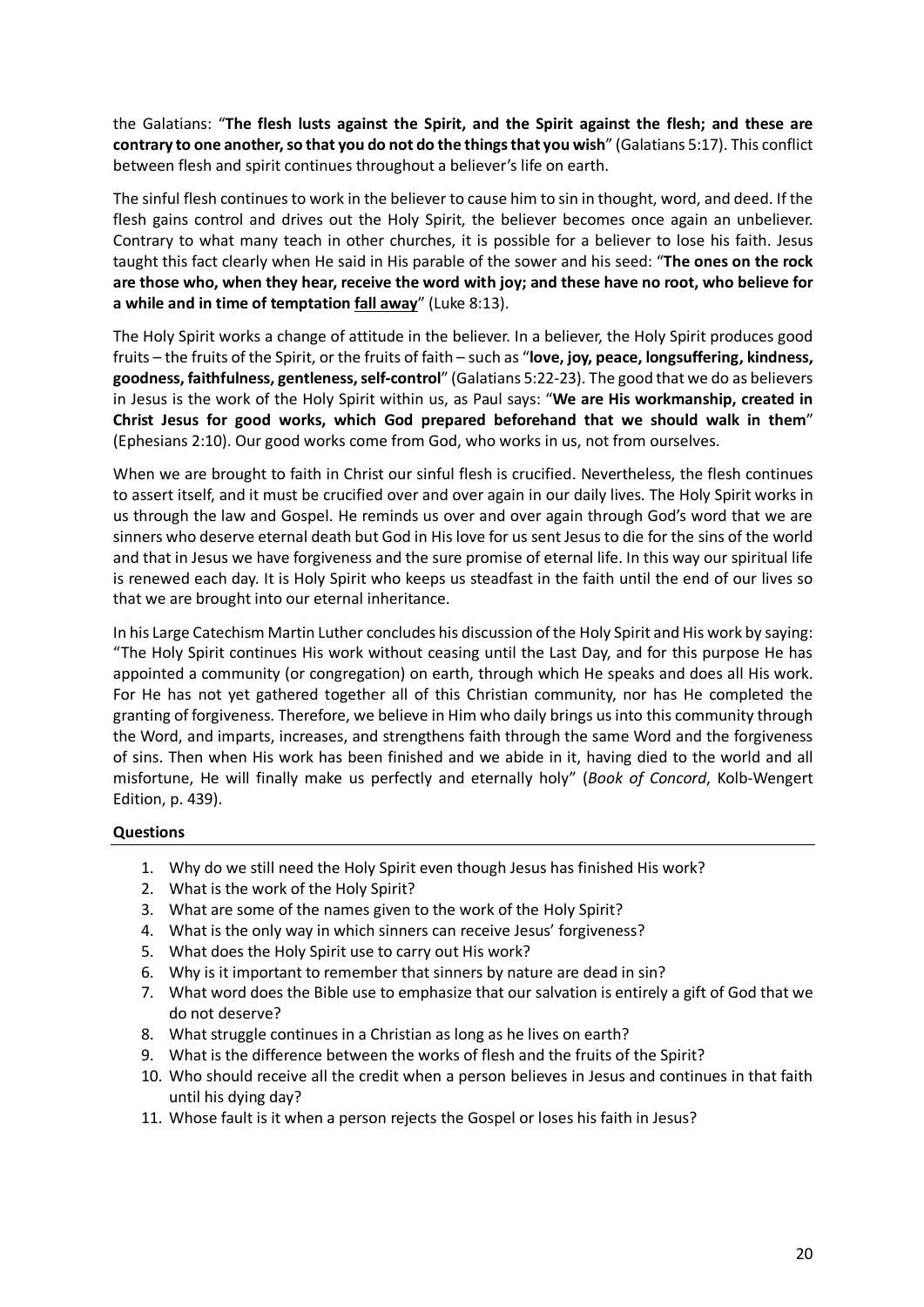the Galatians: "**The flesh lusts against the Spirit, and the Spirit against the flesh; and these are contrary to one another, so that you do not do the things that you wish**" (Galatians 5:17). This conflict between flesh and spirit continues throughout a believer's life on earth.

The sinful flesh continues to work in the believer to cause him to sin in thought, word, and deed. If the flesh gains control and drives out the Holy Spirit, the believer becomes once again an unbeliever. Contrary to what many teach in other churches, it is possible for a believer to lose his faith. Jesus taught this fact clearly when He said in His parable of the sower and his seed: "**The ones on the rock are those who, when they hear, receive the word with joy; and these have no root, who believe for a while and in time of temptation <u>fall away</u>**" (Luke 8:13).

The Holy Spirit works a change of attitude in the believer. In a believer, the Holy Spirit produces good fruits – the fruits of the Spirit, or the fruits of faith – such as "**love, joy, peace, longsuffering, kindness, goodness, faithfulness, gentleness, self-control**" (Galatians 5:22-23). The good that we do as believers in Jesus is the work of the Holy Spirit within us, as Paul says: "**We are His workmanship, created in Christ Jesus for good works, which God prepared beforehand that we should walk in them**" (Ephesians 2:10). Our good works come from God, who works in us, not from ourselves.

When we are brought to faith in Christ our sinful flesh is crucified. Nevertheless, the flesh continues to assert itself, and it must be crucified over and over again in our daily lives. The Holy Spirit works in us through the law and Gospel. He reminds us over and over again through God's word that we are sinners who deserve eternal death but God in His love for us sent Jesus to die for the sins of the world and that in Jesus we have forgiveness and the sure promise of eternal life. In this way our spiritual life is renewed each day. It is Holy Spirit who keeps us steadfast in the faith until the end of our lives so that we are brought into our eternal inheritance.

In his Large Catechism Martin Luther concludes his discussion of the Holy Spirit and His work by saying: "The Holy Spirit continues His work without ceasing until the Last Day, and for this purpose He has appointed a community (or congregation) on earth, through which He speaks and does all His work. For He has not yet gathered together all of this Christian community, nor has He completed the granting of forgiveness. Therefore, we believe in Him who daily brings us into this community through the Word, and imparts, increases, and strengthens faith through the same Word and the forgiveness of sins. Then when His work has been finished and we abide in it, having died to the world and all misfortune, He will finally make us perfectly and eternally holy" (*Book of Concord*, Kolb-Wengert Edition, p. 439).

**Questions**

1. Why do we still need the Holy Spirit even though Jesus has finished His work?
2. What is the work of the Holy Spirit?
3. What are some of the names given to the work of the Holy Spirit?
4. What is the only way in which sinners can receive Jesus' forgiveness?
5. What does the Holy Spirit use to carry out His work?
6. Why is it important to remember that sinners by nature are dead in sin?
7. What word does the Bible use to emphasize that our salvation is entirely a gift of God that we do not deserve?
8. What struggle continues in a Christian as long as he lives on earth?
9. What is the difference between the works of flesh and the fruits of the Spirit?
10. Who should receive all the credit when a person believes in Jesus and continues in that faith until his dying day?
11. Whose fault is it when a person rejects the Gospel or loses his faith in Jesus?